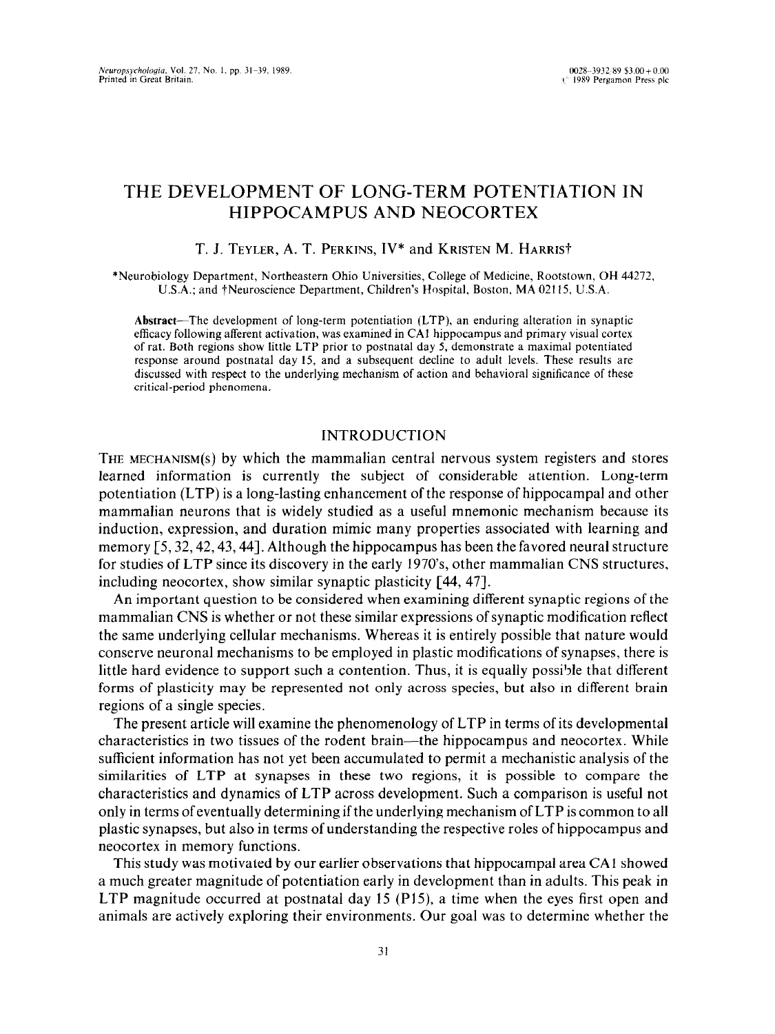# THE DEVELOPMENT OF LONG-TERM POTENTIATION IN HIPPOCAMPUS AND NEOCORTEX

T. J. Teyler, A. T. Perkins, IV* and Kristen M. Harris†

*Neurobiology Department, Northeastern Ohio Universities, College of Medicine, Rootstown, OH 44272, U.S.A.; and †Neuroscience Department, Children's Hospital, Boston, MA 02115, U.S.A.

**Abstract**—The development of long-term potentiation (LTP), an enduring alteration in synaptic efficacy following afferent activation, was examined in CA1 hippocampus and primary visual cortex of rat. Both regions show little LTP prior to postnatal day 5, demonstrate a maximal potentiated response around postnatal day 15, and a subsequent decline to adult levels. These results are discussed with respect to the underlying mechanism of action and behavioral significance of these critical-period phenomena.

## INTRODUCTION

The mechanism(s) by which the mammalian central nervous system registers and stores learned information is currently the subject of considerable attention. Long-term potentiation (LTP) is a long-lasting enhancement of the response of hippocampal and other mammalian neurons that is widely studied as a useful mnemonic mechanism because its induction, expression, and duration mimic many properties associated with learning and memory [5, 32, 42, 43, 44]. Although the hippocampus has been the favored neural structure for studies of LTP since its discovery in the early 1970's, other mammalian CNS structures, including neocortex, show similar synaptic plasticity [44, 47].

An important question to be considered when examining different synaptic regions of the mammalian CNS is whether or not these similar expressions of synaptic modification reflect the same underlying cellular mechanisms. Whereas it is entirely possible that nature would conserve neuronal mechanisms to be employed in plastic modifications of synapses, there is little hard evidence to support such a contention. Thus, it is equally possible that different forms of plasticity may be represented not only across species, but also in different brain regions of a single species.

The present article will examine the phenomenology of LTP in terms of its developmental characteristics in two tissues of the rodent brain—the hippocampus and neocortex. While sufficient information has not yet been accumulated to permit a mechanistic analysis of the similarities of LTP at synapses in these two regions, it is possible to compare the characteristics and dynamics of LTP across development. Such a comparison is useful not only in terms of eventually determining if the underlying mechanism of LTP is common to all plastic synapses, but also in terms of understanding the respective roles of hippocampus and neocortex in memory functions.

This study was motivated by our earlier observations that hippocampal area CA1 showed a much greater magnitude of potentiation early in development than in adults. This peak in LTP magnitude occurred at postnatal day 15 (P15), a time when the eyes first open and animals are actively exploring their environments. Our goal was to determine whether the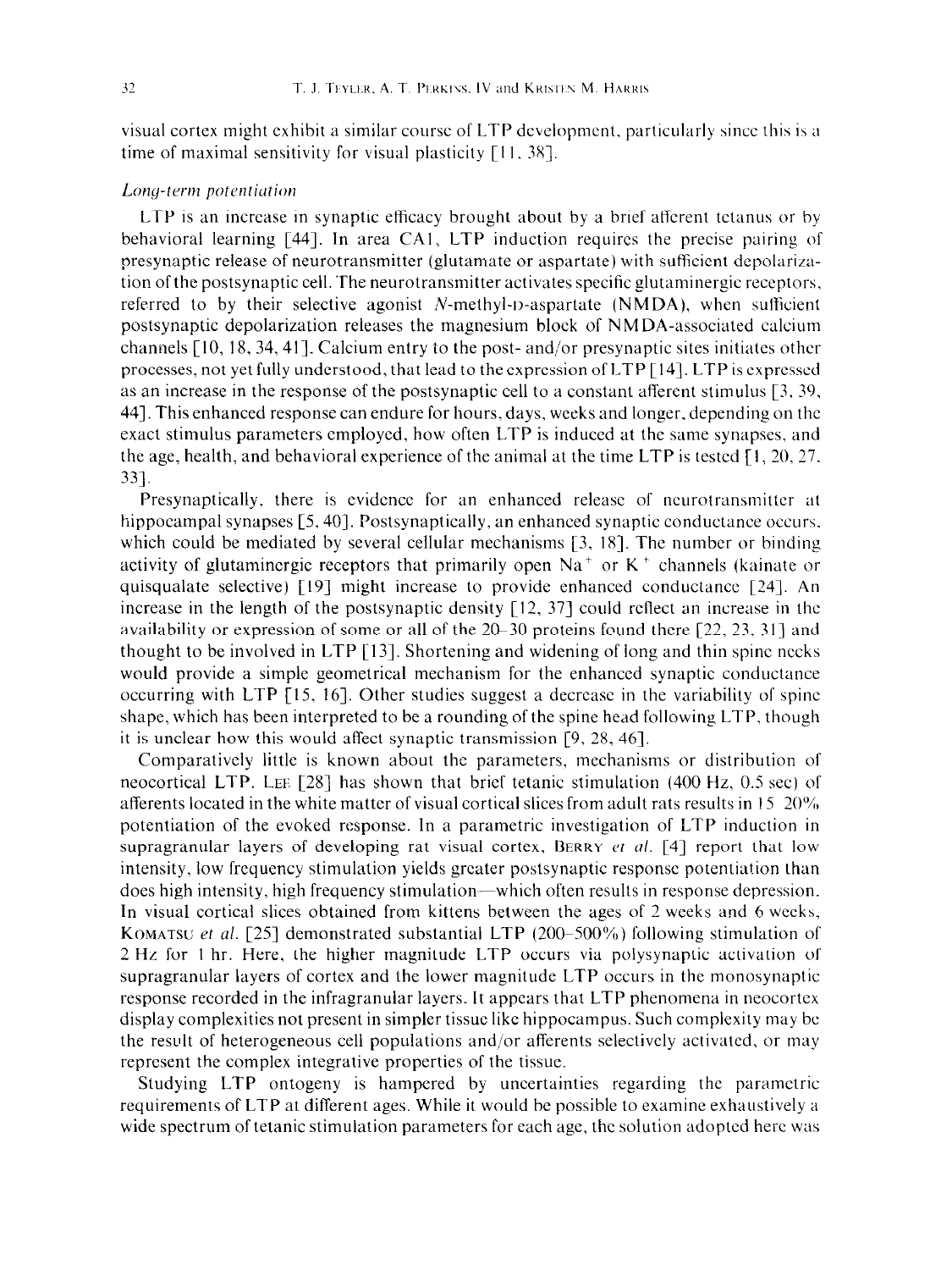visual cortex might exhibit a similar course of LTP development, particularly since this is a time of maximal sensitivity for visual plasticity [11, 38].

### *Long-term potentiation*

LTP is an increase in synaptic efficacy brought about by a brief afferent tetanus or by behavioral learning [44]. In area CA1, LTP induction requires the precise pairing of presynaptic release of neurotransmitter (glutamate or aspartate) with sufficient depolarization of the postsynaptic cell. The neurotransmitter activates specific glutaminergic receptors, referred to by their selective agonist *N*-methyl-D-aspartate (NMDA), when sufficient postsynaptic depolarization releases the magnesium block of NMDA-associated calcium channels [10, 18, 34, 41]. Calcium entry to the post- and/or presynaptic sites initiates other processes, not yet fully understood, that lead to the expression of LTP [14]. LTP is expressed as an increase in the response of the postsynaptic cell to a constant afferent stimulus [3, 39, 44]. This enhanced response can endure for hours, days, weeks and longer, depending on the exact stimulus parameters employed, how often LTP is induced at the same synapses, and the age, health, and behavioral experience of the animal at the time LTP is tested [1, 20, 27, 33].

Presynaptically, there is evidence for an enhanced release of neurotransmitter at hippocampal synapses [5, 40]. Postsynaptically, an enhanced synaptic conductance occurs, which could be mediated by several cellular mechanisms [3, 18]. The number or binding activity of glutaminergic receptors that primarily open $Na^+$ or $K^+$ channels (kainate or quisqualate selective) [19] might increase to provide enhanced conductance [24]. An increase in the length of the postsynaptic density [12, 37] could reflect an increase in the availability or expression of some or all of the 20–30 proteins found there [22, 23, 31] and thought to be involved in LTP [13]. Shortening and widening of long and thin spine necks would provide a simple geometrical mechanism for the enhanced synaptic conductance occurring with LTP [15, 16]. Other studies suggest a decrease in the variability of spine shape, which has been interpreted to be a rounding of the spine head following LTP, though it is unclear how this would affect synaptic transmission [9, 28, 46].

Comparatively little is known about the parameters, mechanisms or distribution of neocortical LTP. LEE [28] has shown that brief tetanic stimulation (400 Hz, 0.5 sec) of afferents located in the white matter of visual cortical slices from adult rats results in 15–20% potentiation of the evoked response. In a parametric investigation of LTP induction in supragranular layers of developing rat visual cortex, BERRY *et al.* [4] report that low intensity, low frequency stimulation yields greater postsynaptic response potentiation than does high intensity, high frequency stimulation—which often results in response depression. In visual cortical slices obtained from kittens between the ages of 2 weeks and 6 weeks, KOMATSU *et al.* [25] demonstrated substantial LTP (200–500%) following stimulation of 2 Hz for 1 hr. Here, the higher magnitude LTP occurs via polysynaptic activation of supragranular layers of cortex and the lower magnitude LTP occurs in the monosynaptic response recorded in the infragranular layers. It appears that LTP phenomena in neocortex display complexities not present in simpler tissue like hippocampus. Such complexity may be the result of heterogeneous cell populations and/or afferents selectively activated, or may represent the complex integrative properties of the tissue.

Studying LTP ontogeny is hampered by uncertainties regarding the parametric requirements of LTP at different ages. While it would be possible to examine exhaustively a wide spectrum of tetanic stimulation parameters for each age, the solution adopted here was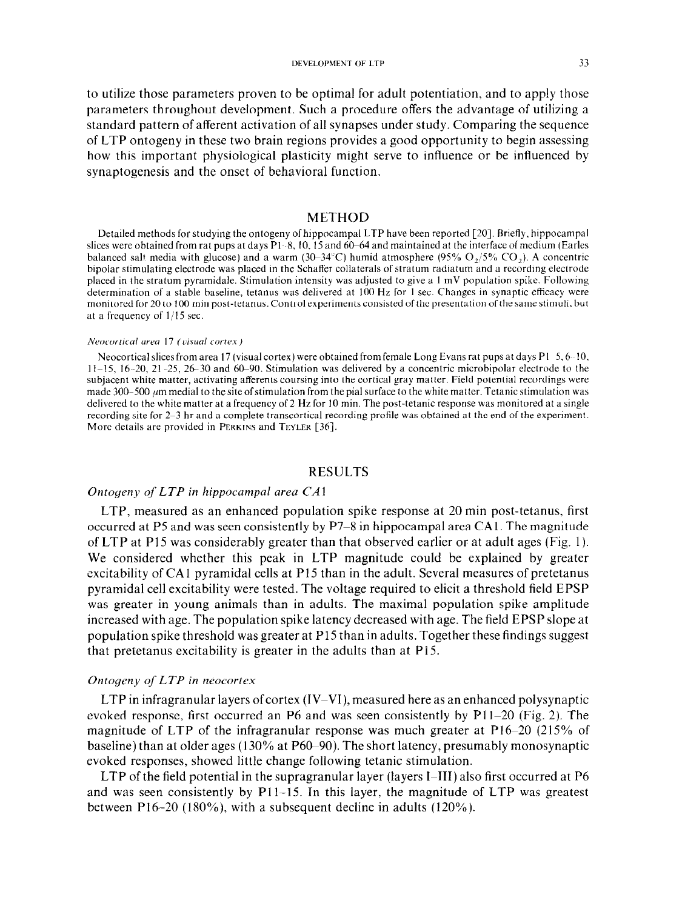to utilize those parameters proven to be optimal for adult potentiation, and to apply those parameters throughout development. Such a procedure offers the advantage of utilizing a standard pattern of afferent activation of all synapses under study. Comparing the sequence of LTP ontogeny in these two brain regions provides a good opportunity to begin assessing how this important physiological plasticity might serve to influence or be influenced by synaptogenesis and the onset of behavioral function.

## METHOD

Detailed methods for studying the ontogeny of hippocampal LTP have been reported [20]. Briefly, hippocampal slices were obtained from rat pups at days P1–8, 10, 15 and 60–64 and maintained at the interface of medium (Earles balanced salt media with glucose) and a warm (30–34°C) humid atmosphere (95% $O_2$/5% $CO_2$). A concentric bipolar stimulating electrode was placed in the Schaffer collaterals of stratum radiatum and a recording electrode placed in the stratum pyramidale. Stimulation intensity was adjusted to give a 1 mV population spike. Following determination of a stable baseline, tetanus was delivered at 100 Hz for 1 sec. Changes in synaptic efficacy were monitored for 20 to 100 min post-tetanus. Control experiments consisted of the presentation of the same stimuli, but at a frequency of 1/15 sec.

*Neocortical area 17 (visual cortex)*

Neocortical slices from area 17 (visual cortex) were obtained from female Long Evans rat pups at days P1–5, 6–10, 11–15, 16–20, 21–25, 26–30 and 60–90. Stimulation was delivered by a concentric microbipolar electrode to the subjacent white matter, activating afferents coursing into the cortical gray matter. Field potential recordings were made 300–500 μm medial to the site of stimulation from the pial surface to the white matter. Tetanic stimulation was delivered to the white matter at a frequency of 2 Hz for 10 min. The post-tetanic response was monitored at a single recording site for 2–3 hr and a complete transcortical recording profile was obtained at the end of the experiment. More details are provided in PERKINS and TEYLER [36].

## RESULTS

### *Ontogeny of LTP in hippocampal area CA1*

LTP, measured as an enhanced population spike response at 20 min post-tetanus, first occurred at P5 and was seen consistently by P7–8 in hippocampal area CA1. The magnitude of LTP at P15 was considerably greater than that observed earlier or at adult ages (Fig. 1). We considered whether this peak in LTP magnitude could be explained by greater excitability of CA1 pyramidal cells at P15 than in the adult. Several measures of pretetanus pyramidal cell excitability were tested. The voltage required to elicit a threshold field EPSP was greater in young animals than in adults. The maximal population spike amplitude increased with age. The population spike latency decreased with age. The field EPSP slope at population spike threshold was greater at P15 than in adults. Together these findings suggest that pretetanus excitability is greater in the adults than at P15.

### *Ontogeny of LTP in neocortex*

LTP in infragranular layers of cortex (IV–VI), measured here as an enhanced polysynaptic evoked response, first occurred an P6 and was seen consistently by P11–20 (Fig. 2). The magnitude of LTP of the infragranular response was much greater at P16–20 (215% of baseline) than at older ages (130% at P60–90). The short latency, presumably monosynaptic evoked responses, showed little change following tetanic stimulation.

LTP of the field potential in the supragranular layer (layers I–III) also first occurred at P6 and was seen consistently by P11–15. In this layer, the magnitude of LTP was greatest between P16–20 (180%), with a subsequent decline in adults (120%).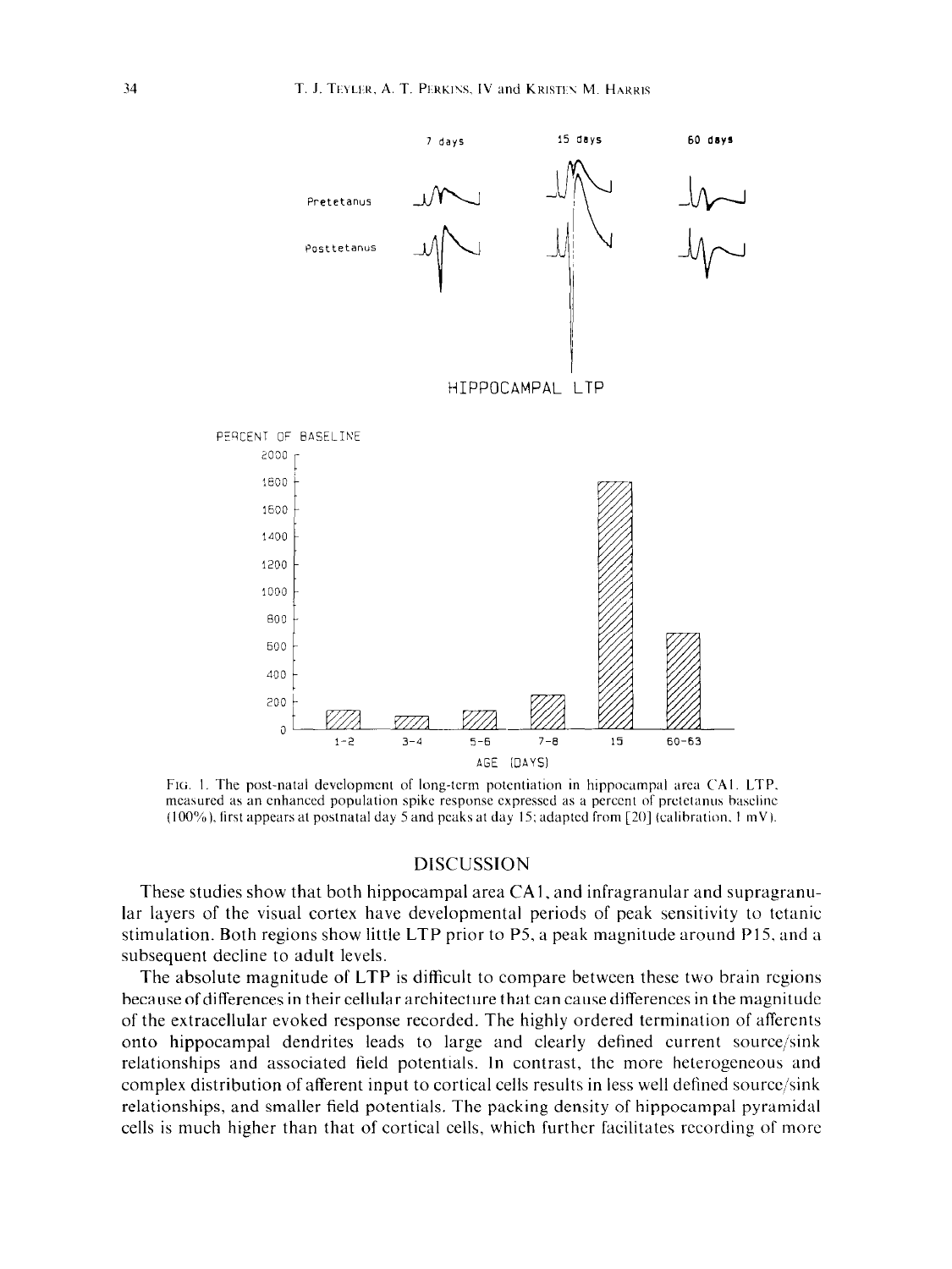Fig. 1. The post-natal development of long-term potentiation in hippocampal area CA1. LTP, measured as an enhanced population spike response expressed as a percent of pretetanus baseline (100%), first appears at postnatal day 5 and peaks at day 15; adapted from [20] (calibration, 1 mV).

## DISCUSSION

These studies show that both hippocampal area CA1, and infragranular and supragranular layers of the visual cortex have developmental periods of peak sensitivity to tetanic stimulation. Both regions show little LTP prior to P5, a peak magnitude around P15, and a subsequent decline to adult levels.

The absolute magnitude of LTP is difficult to compare between these two brain regions because of differences in their cellular architecture that can cause differences in the magnitude of the extracellular evoked response recorded. The highly ordered termination of afferents onto hippocampal dendrites leads to large and clearly defined current source/sink relationships and associated field potentials. In contrast, the more heterogeneous and complex distribution of afferent input to cortical cells results in less well defined source/sink relationships, and smaller field potentials. The packing density of hippocampal pyramidal cells is much higher than that of cortical cells, which further facilitates recording of more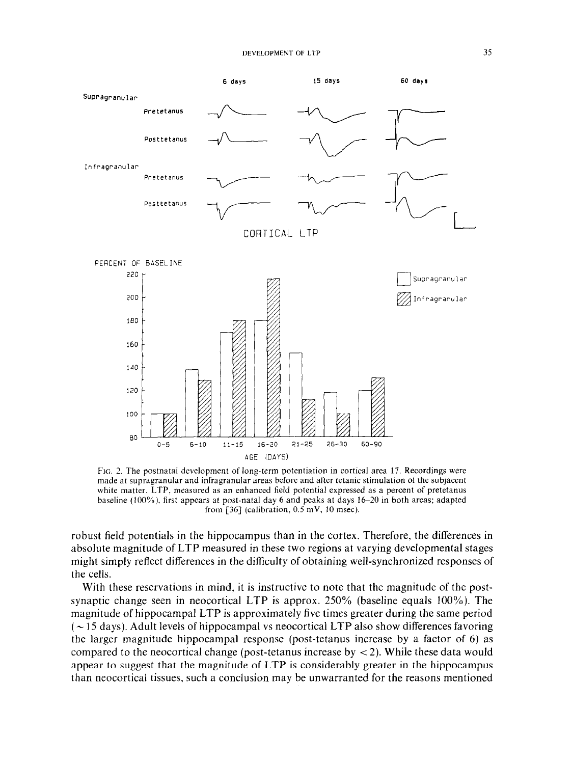Fig. 2. The postnatal development of long-term potentiation in cortical area 17. Recordings were made at supragranular and infragranular areas before and after tetanic stimulation of the subjacent white matter. LTP, measured as an enhanced field potential expressed as a percent of pretetanus baseline (100%), first appears at post-natal day 6 and peaks at days 16–20 in both areas; adapted from [36] (calibration, 0.5 mV, 10 msec).

robust field potentials in the hippocampus than in the cortex. Therefore, the differences in absolute magnitude of LTP measured in these two regions at varying developmental stages might simply reflect differences in the difficulty of obtaining well-synchronized responses of the cells.

With these reservations in mind, it is instructive to note that the magnitude of the post-synaptic change seen in neocortical LTP is approx. 250% (baseline equals 100%). The magnitude of hippocampal LTP is approximately five times greater during the same period ($\sim 15$ days). Adult levels of hippocampal vs neocortical LTP also show differences favoring the larger magnitude hippocampal response (post-tetanus increase by a factor of 6) as compared to the neocortical change (post-tetanus increase by $< 2$). While these data would appear to suggest that the magnitude of LTP is considerably greater in the hippocampus than neocortical tissues, such a conclusion may be unwarranted for the reasons mentioned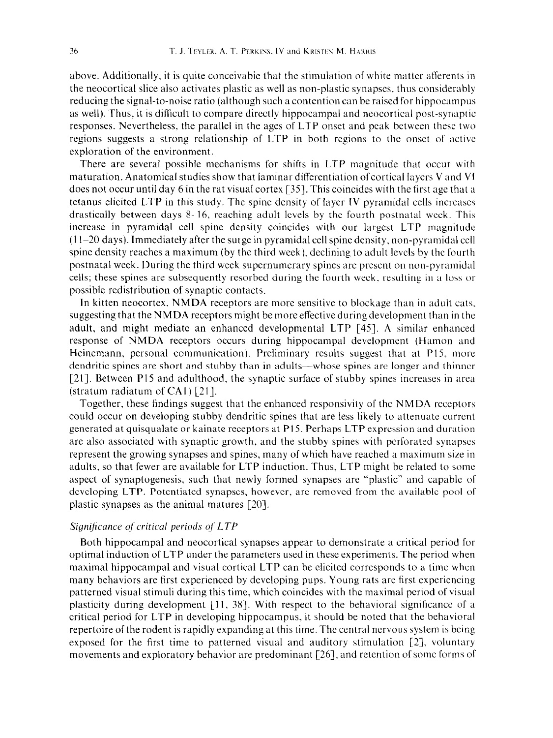above. Additionally, it is quite conceivable that the stimulation of white matter afferents in the neocortical slice also activates plastic as well as non-plastic synapses, thus considerably reducing the signal-to-noise ratio (although such a contention can be raised for hippocampus as well). Thus, it is difficult to compare directly hippocampal and neocortical post-synaptic responses. Nevertheless, the parallel in the ages of LTP onset and peak between these two regions suggests a strong relationship of LTP in both regions to the onset of active exploration of the environment.

There are several possible mechanisms for shifts in LTP magnitude that occur with maturation. Anatomical studies show that laminar differentiation of cortical layers V and VI does not occur until day 6 in the rat visual cortex [35]. This coincides with the first age that a tetanus elicited LTP in this study. The spine density of layer IV pyramidal cells increases drastically between days 8–16, reaching adult levels by the fourth postnatal week. This increase in pyramidal cell spine density coincides with our largest LTP magnitude (11–20 days). Immediately after the surge in pyramidal cell spine density, non-pyramidal cell spine density reaches a maximum (by the third week), declining to adult levels by the fourth postnatal week. During the third week supernumerary spines are present on non-pyramidal cells; these spines are subsequently resorbed during the fourth week, resulting in a loss or possible redistribution of synaptic contacts.

In kitten neocortex, NMDA receptors are more sensitive to blockage than in adult cats, suggesting that the NMDA receptors might be more effective during development than in the adult, and might mediate an enhanced developmental LTP [45]. A similar enhanced response of NMDA receptors occurs during hippocampal development (Hamon and Heinemann, personal communication). Preliminary results suggest that at P15, more dendritic spines are short and stubby than in adults—whose spines are longer and thinner [21]. Between P15 and adulthood, the synaptic surface of stubby spines increases in area (stratum radiatum of CA1) [21].

Together, these findings suggest that the enhanced responsivity of the NMDA receptors could occur on developing stubby dendritic spines that are less likely to attenuate current generated at quisqualate or kainate receptors at P15. Perhaps LTP expression and duration are also associated with synaptic growth, and the stubby spines with perforated synapses represent the growing synapses and spines, many of which have reached a maximum size in adults, so that fewer are available for LTP induction. Thus, LTP might be related to some aspect of synaptogenesis, such that newly formed synapses are "plastic" and capable of developing LTP. Potentiated synapses, however, are removed from the available pool of plastic synapses as the animal matures [20].

### *Significance of critical periods of LTP*

Both hippocampal and neocortical synapses appear to demonstrate a critical period for optimal induction of LTP under the parameters used in these experiments. The period when maximal hippocampal and visual cortical LTP can be elicited corresponds to a time when many behaviors are first experienced by developing pups. Young rats are first experiencing patterned visual stimuli during this time, which coincides with the maximal period of visual plasticity during development [11, 38]. With respect to the behavioral significance of a critical period for LTP in developing hippocampus, it should be noted that the behavioral repertoire of the rodent is rapidly expanding at this time. The central nervous system is being exposed for the first time to patterned visual and auditory stimulation [2], voluntary movements and exploratory behavior are predominant [26], and retention of some forms of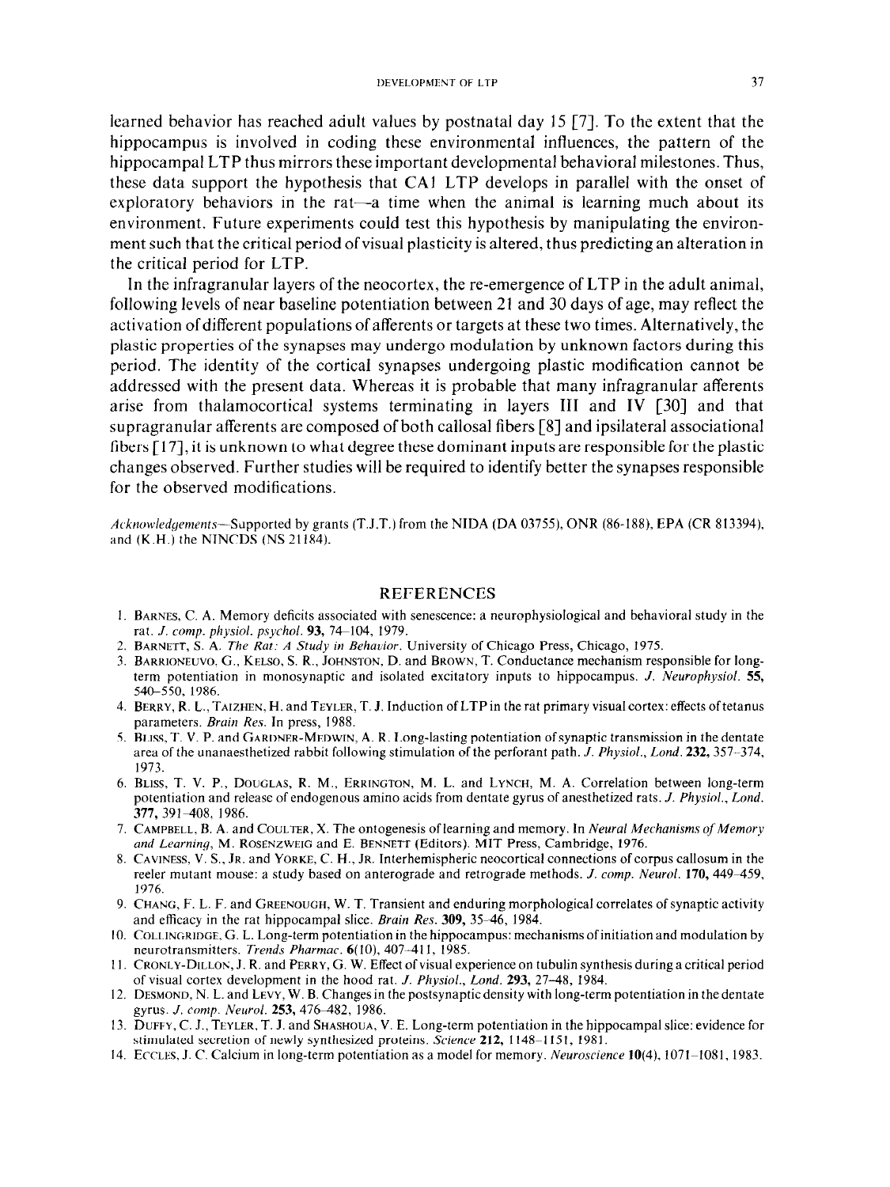learned behavior has reached adult values by postnatal day 15 [7]. To the extent that the hippocampus is involved in coding these environmental influences, the pattern of the hippocampal LTP thus mirrors these important developmental behavioral milestones. Thus, these data support the hypothesis that CA1 LTP develops in parallel with the onset of exploratory behaviors in the rat—a time when the animal is learning much about its environment. Future experiments could test this hypothesis by manipulating the environment such that the critical period of visual plasticity is altered, thus predicting an alteration in the critical period for LTP.

In the infragranular layers of the neocortex, the re-emergence of LTP in the adult animal, following levels of near baseline potentiation between 21 and 30 days of age, may reflect the activation of different populations of afferents or targets at these two times. Alternatively, the plastic properties of the synapses may undergo modulation by unknown factors during this period. The identity of the cortical synapses undergoing plastic modification cannot be addressed with the present data. Whereas it is probable that many infragranular afferents arise from thalamocortical systems terminating in layers III and IV [30] and that supragranular afferents are composed of both callosal fibers [8] and ipsilateral associational fibers [17], it is unknown to what degree these dominant inputs are responsible for the plastic changes observed. Further studies will be required to identify better the synapses responsible for the observed modifications.

*Acknowledgements*—Supported by grants (T.J.T.) from the NIDA (DA 03755), ONR (86-188), EPA (CR 813394), and (K.H.) the NINCDS (NS 21184).

## REFERENCES

1. Barnes, C. A. Memory deficits associated with senescence: a neurophysiological and behavioral study in the rat. *J. comp. physiol. psychol.* **93**, 74–104, 1979.
2. Barnett, S. A. *The Rat: A Study in Behavior*. University of Chicago Press, Chicago, 1975.
3. Barrioneuvo, G., Kelso, S. R., Johnston, D. and Brown, T. Conductance mechanism responsible for long-term potentiation in monosynaptic and isolated excitatory inputs to hippocampus. *J. Neurophysiol.* **55**, 540–550, 1986.
4. Berry, R. L., Taizhen, H. and Teyler, T. J. Induction of LTP in the rat primary visual cortex: effects of tetanus parameters. *Brain Res.* In press, 1988.
5. Bliss, T. V. P. and Gardner-Medwin, A. R. Long-lasting potentiation of synaptic transmission in the dentate area of the unanaesthetized rabbit following stimulation of the perforant path. *J. Physiol., Lond.* **232**, 357–374, 1973.
6. Bliss, T. V. P., Douglas, R. M., Errington, M. L. and Lynch, M. A. Correlation between long-term potentiation and release of endogenous amino acids from dentate gyrus of anesthetized rats. *J. Physiol., Lond.* **377**, 391–408, 1986.
7. Campbell, B. A. and Coulter, X. The ontogenesis of learning and memory. In *Neural Mechanisms of Memory and Learning*, M. Rosenzweig and E. Bennett (Editors). MIT Press, Cambridge, 1976.
8. Caviness, V. S., Jr. and Yorke, C. H., Jr. Interhemispheric neocortical connections of corpus callosum in the reeler mutant mouse: a study based on anterograde and retrograde methods. *J. comp. Neurol.* **170**, 449–459, 1976.
9. Chang, F. L. F. and Greenough, W. T. Transient and enduring morphological correlates of synaptic activity and efficacy in the rat hippocampal slice. *Brain Res.* **309**, 35–46, 1984.
10. Collingridge, G. L. Long-term potentiation in the hippocampus: mechanisms of initiation and modulation by neurotransmitters. *Trends Pharmac.* **6**(10), 407–411, 1985.
11. Cronly-Dillon, J. R. and Perry, G. W. Effect of visual experience on tubulin synthesis during a critical period of visual cortex development in the hood rat. *J. Physiol., Lond.* **293**, 27–48, 1984.
12. Desmond, N. L. and Levy, W. B. Changes in the postsynaptic density with long-term potentiation in the dentate gyrus. *J. comp. Neurol.* **253**, 476–482, 1986.
13. Duffy, C. J., Teyler, T. J. and Shashoua, V. E. Long-term potentiation in the hippocampal slice: evidence for stimulated secretion of newly synthesized proteins. *Science* **212**, 1148–1151, 1981.
14. Eccles, J. C. Calcium in long-term potentiation as a model for memory. *Neuroscience* **10**(4), 1071–1081, 1983.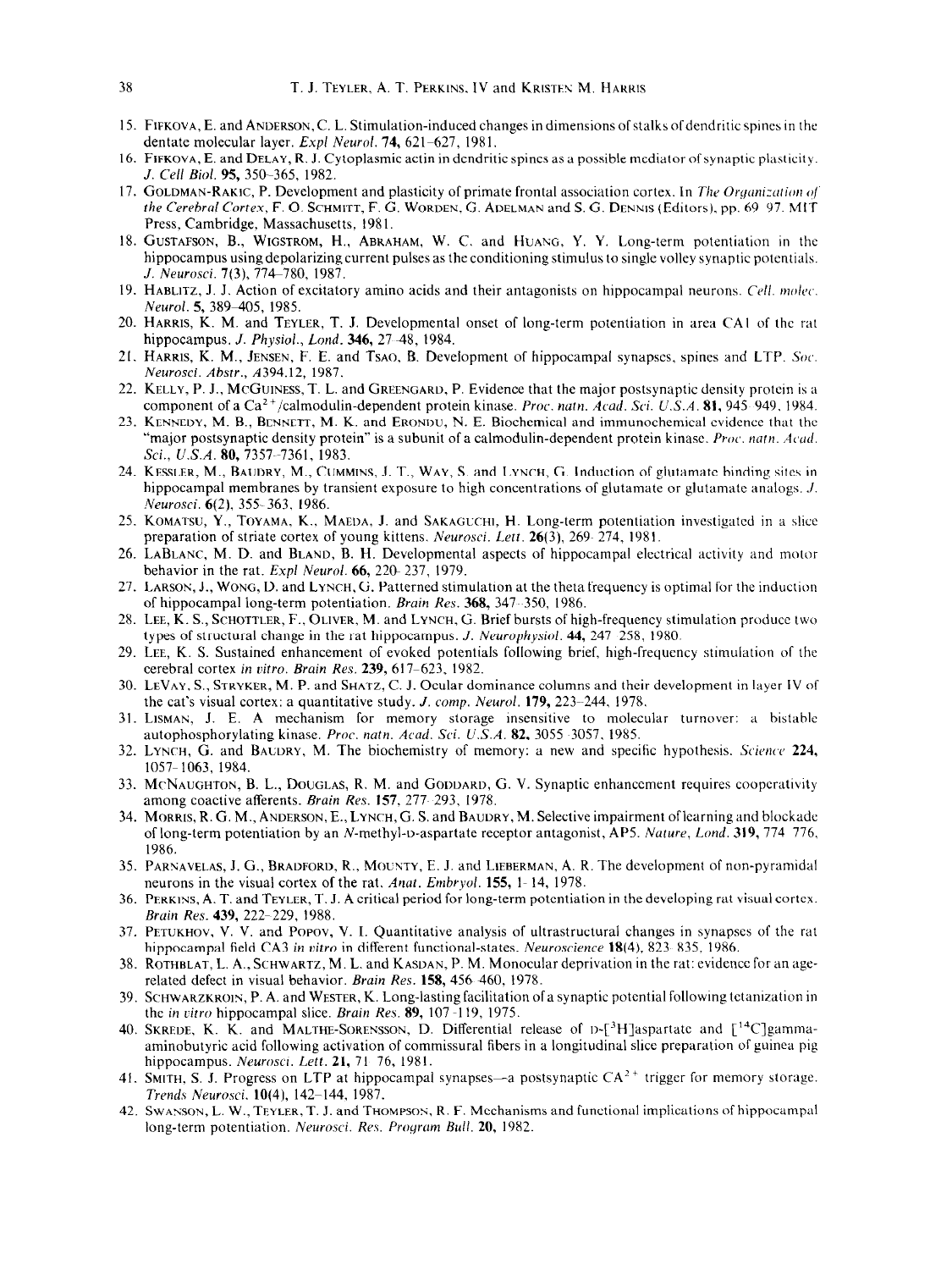15. Fifkova, E. and Anderson, C. L. Stimulation-induced changes in dimensions of stalks of dendritic spines in the dentate molecular layer. *Expl Neurol.* **74**, 621–627, 1981.
16. Fifkova, E. and Delay, R. J. Cytoplasmic actin in dendritic spines as a possible mediator of synaptic plasticity. *J. Cell Biol.* **95**, 350–365, 1982.
17. Goldman-Rakic, P. Development and plasticity of primate frontal association cortex. In *The Organization of the Cerebral Cortex*, F. O. Schmitt, F. G. Worden, G. Adelman and S. G. Dennis (Editors), pp. 69–97. MIT Press, Cambridge, Massachusetts, 1981.
18. Gustafson, B., Wigstrom, H., Abraham, W. C. and Huang, Y. Y. Long-term potentiation in the hippocampus using depolarizing current pulses as the conditioning stimulus to single volley synaptic potentials. *J. Neurosci.* 7(3), 774–780, 1987.
19. Hablitz, J. J. Action of excitatory amino acids and their antagonists on hippocampal neurons. *Cell. molec. Neurol.* **5**, 389–405, 1985.
20. Harris, K. M. and Teyler, T. J. Developmental onset of long-term potentiation in area CA1 of the rat hippocampus. *J. Physiol., Lond.* **346**, 27–48, 1984.
21. Harris, K. M., Jensen, F. E. and Tsao, B. Development of hippocampal synapses, spines and LTP. *Soc. Neurosci. Abstr.*, *A*394.12, 1987.
22. Kelly, P. J., McGuiness, T. L. and Greengard, P. Evidence that the major postsynaptic density protein is a component of a $Ca^{2+}$/calmodulin-dependent protein kinase. *Proc. natn. Acad. Sci. U.S.A.* **81**, 945–949, 1984.
23. Kennedy, M. B., Bennett, M. K. and Erondu, N. E. Biochemical and immunochemical evidence that the "major postsynaptic density protein" is a subunit of a calmodulin-dependent protein kinase. *Proc. natn. Acad. Sci., U.S.A.* **80**, 7357–7361, 1983.
24. Kessler, M., Baudry, M., Cummins, J. T., Way, S. and Lynch, G. Induction of glutamate binding sites in hippocampal membranes by transient exposure to high concentrations of glutamate or glutamate analogs. *J. Neurosci.* **6**(2), 355–363, 1986.
25. Komatsu, Y., Toyama, K., Maeda, J. and Sakaguchi, H. Long-term potentiation investigated in a slice preparation of striate cortex of young kittens. *Neurosci. Lett.* **26**(3), 269–274, 1981.
26. LaBlanc, M. D. and Bland, B. H. Developmental aspects of hippocampal electrical activity and motor behavior in the rat. *Expl Neurol.* **66**, 220–237, 1979.
27. Larson, J., Wong, D. and Lynch, G. Patterned stimulation at the theta frequency is optimal for the induction of hippocampal long-term potentiation. *Brain Res.* **368**, 347–350, 1986.
28. Lee, K. S., Schottler, F., Oliver, M. and Lynch, G. Brief bursts of high-frequency stimulation produce two types of structural change in the rat hippocampus. *J. Neurophysiol.* **44**, 247–258, 1980.
29. Lee, K. S. Sustained enhancement of evoked potentials following brief, high-frequency stimulation of the cerebral cortex *in vitro*. *Brain Res.* **239**, 617–623, 1982.
30. LeVay, S., Stryker, M. P. and Shatz, C. J. Ocular dominance columns and their development in layer IV of the cat's visual cortex: a quantitative study. *J. comp. Neurol.* **179**, 223–244, 1978.
31. Lisman, J. E. A mechanism for memory storage insensitive to molecular turnover: a bistable autophosphorylating kinase. *Proc. natn. Acad. Sci. U.S.A.* **82**, 3055–3057, 1985.
32. Lynch, G. and Baudry, M. The biochemistry of memory: a new and specific hypothesis. *Science* **224**, 1057–1063, 1984.
33. McNaughton, B. L., Douglas, R. M. and Goddard, G. V. Synaptic enhancement requires cooperativity among coactive afferents. *Brain Res.* **157**, 277–293, 1978.
34. Morris, R. G. M., Anderson, E., Lynch, G. S. and Baudry, M. Selective impairment of learning and blockade of long-term potentiation by an *N*-methyl-D-aspartate receptor antagonist, AP5. *Nature, Lond.* **319**, 774–776, 1986.
35. Parnavelas, J. G., Bradford, R., Mounty, E. J. and Lieberman, A. R. The development of non-pyramidal neurons in the visual cortex of the rat. *Anat. Embryol.* **155**, 1–14, 1978.
36. Perkins, A. T. and Teyler, T. J. A critical period for long-term potentiation in the developing rat visual cortex. *Brain Res.* **439**, 222–229, 1988.
37. Petukhov, V. V. and Popov, V. I. Quantitative analysis of ultrastructural changes in synapses of the rat hippocampal field CA3 *in vitro* in different functional-states. *Neuroscience* **18**(4), 823–835, 1986.
38. Rothblat, L. A., Schwartz, M. L. and Kasdan, P. M. Monocular deprivation in the rat: evidence for an age-related defect in visual behavior. *Brain Res.* **158**, 456–460, 1978.
39. Schwarzkroin, P. A. and Wester, K. Long-lasting facilitation of a synaptic potential following tetanization in the *in vitro* hippocampal slice. *Brain Res.* **89**, 107–119, 1975.
40. Skrede, K. K. and Malthe-Sorensson, D. Differential release of D-[$^{3}$H]aspartate and [$^{14}$C]gamma-aminobutyric acid following activation of commissural fibers in a longitudinal slice preparation of guinea pig hippocampus. *Neurosci. Lett.* **21**, 71–76, 1981.
41. Smith, S. J. Progress on LTP at hippocampal synapses—a postsynaptic $CA^{2+}$ trigger for memory storage. *Trends Neurosci.* **10**(4), 142–144, 1987.
42. Swanson, L. W., Teyler, T. J. and Thompson, R. F. Mechanisms and functional implications of hippocampal long-term potentiation. *Neurosci. Res. Program Bull.* **20**, 1982.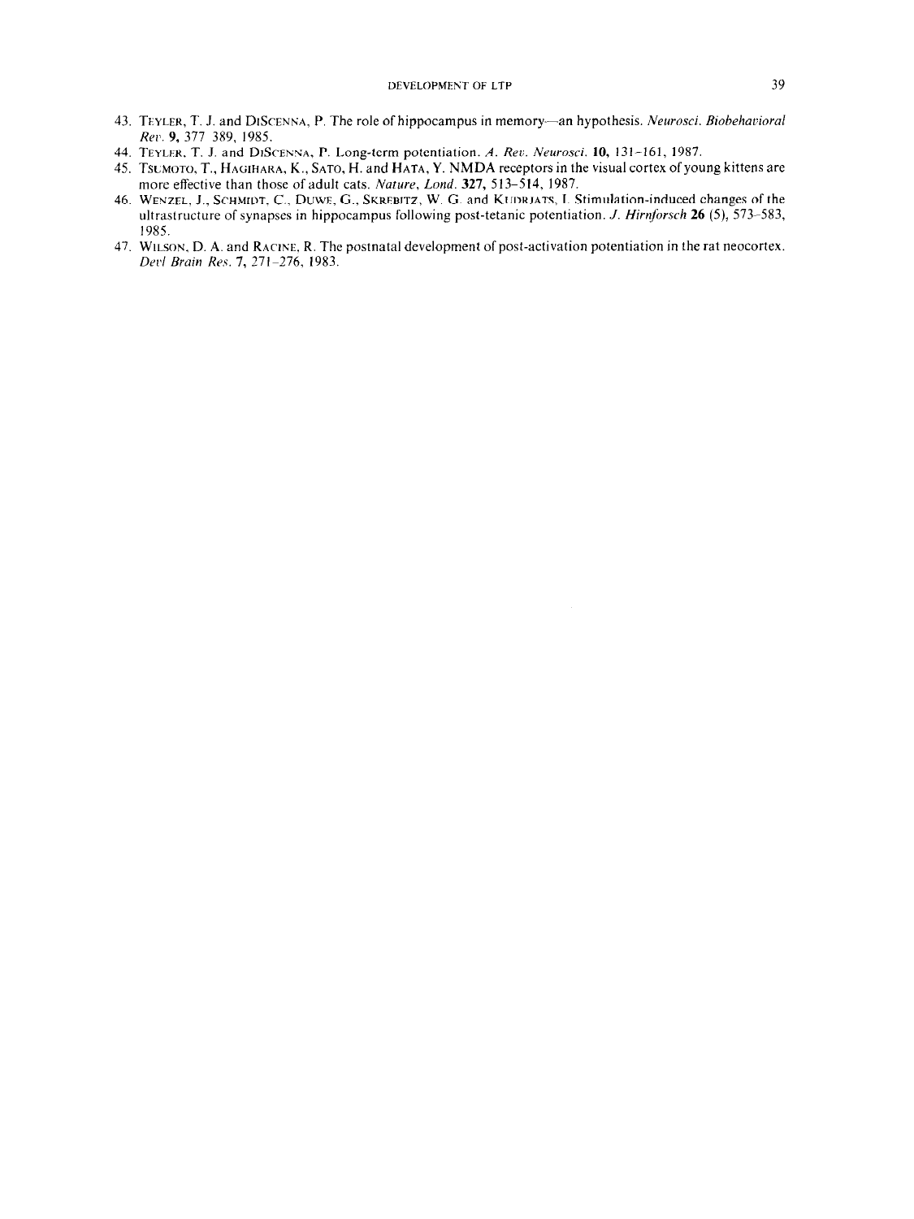43. TEYLER, T. J. and DISCENNA, P. The role of hippocampus in memory—an hypothesis. *Neurosci. Biobehavioral Rev.* **9,** 377–389, 1985.
44. TEYLER, T. J. and DISCENNA, P. Long-term potentiation. *A. Rev. Neurosci.* **10,** 131–161, 1987.
45. TSUMOTO, T., HAGIHARA, K., SATO, H. and HATA, Y. NMDA receptors in the visual cortex of young kittens are more effective than those of adult cats. *Nature, Lond.* **327,** 513–514, 1987.
46. WENZEL, J., SCHMIDT, C., DUWE, G., SKREBITZ, W. G. and KUDRJATS, I. Stimulation-induced changes of the ultrastructure of synapses in hippocampus following post-tetanic potentiation. *J. Hirnforsch* **26** (5), 573–583, 1985.
47. WILSON, D. A. and RACINE, R. The postnatal development of post-activation potentiation in the rat neocortex. *Devl Brain Res.* **7,** 271–276, 1983.